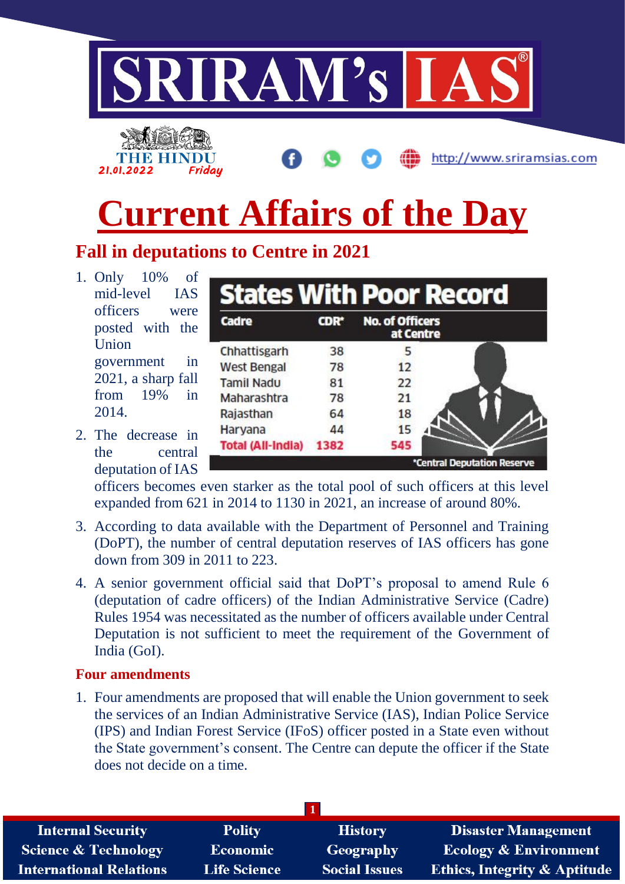# Current Affairs of the Day

## Fall in deputations to Centre in 2021

1. Only 10% of mid-level IAS officers were posted with the Union government in 2021, a sharp fall from 19% in 2014.
2. The decrease in the central deputation of IAS officers becomes even starker as the total pool of such officers at this level expanded from 621 in 2014 to 1130 in 2021, an increase of around 80%.
3. According to data available with the Department of Personnel and Training (DoPT), the number of central deputation reserves of IAS officers has gone down from 309 in 2011 to 223.
4. A senior government official said that DoPT's proposal to amend Rule 6 (deputation of cadre officers) of the Indian Administrative Service (Cadre) Rules 1954 was necessitated as the number of officers available under Central Deputation is not sufficient to meet the requirement of the Government of India (GoI).

**States With Poor Record**

| Cadre | CDR* | No. of Officers at Centre |
|---|---|---|
| Chhattisgarh | 38 | 5 |
| West Bengal | 78 | 12 |
| Tamil Nadu | 81 | 22 |
| Maharashtra | 78 | 21 |
| Rajasthan | 64 | 18 |
| Haryana | 44 | 15 |
| Total (All-India) | 1382 | 545 |

*Central Deputation Reserve

### Four amendments

1. Four amendments are proposed that will enable the Union government to seek the services of an Indian Administrative Service (IAS), Indian Police Service (IPS) and Indian Forest Service (IFoS) officer posted in a State even without the State government's consent. The Centre can depute the officer if the State does not decide on a time.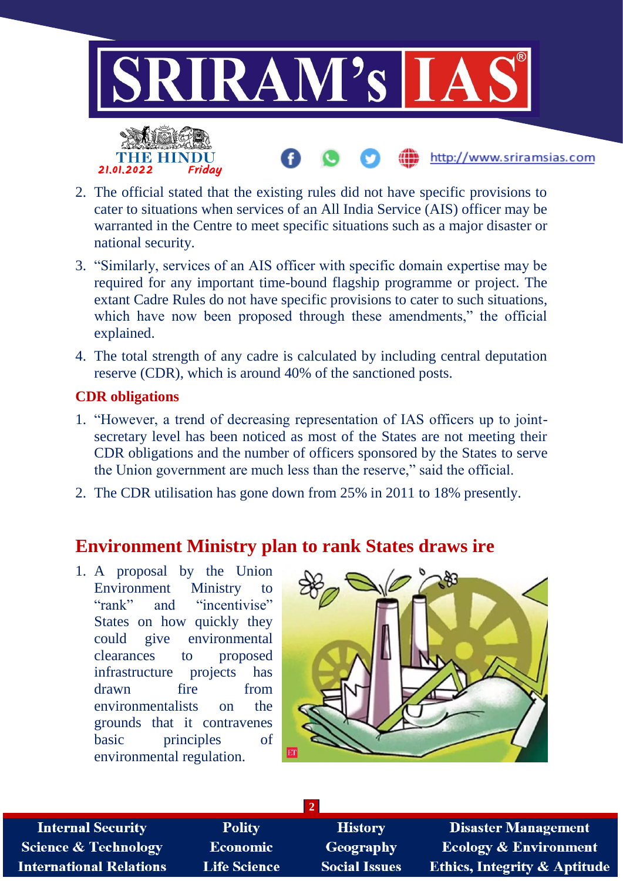2. The official stated that the existing rules did not have specific provisions to cater to situations when services of an All India Service (AIS) officer may be warranted in the Centre to meet specific situations such as a major disaster or national security.
3. "Similarly, services of an AIS officer with specific domain expertise may be required for any important time-bound flagship programme or project. The extant Cadre Rules do not have specific provisions to cater to such situations, which have now been proposed through these amendments," the official explained.
4. The total strength of any cadre is calculated by including central deputation reserve (CDR), which is around 40% of the sanctioned posts.

### CDR obligations

1. "However, a trend of decreasing representation of IAS officers up to joint-secretary level has been noticed as most of the States are not meeting their CDR obligations and the number of officers sponsored by the States to serve the Union government are much less than the reserve," said the official.
2. The CDR utilisation has gone down from 25% in 2011 to 18% presently.

## Environment Ministry plan to rank States draws ire

1. A proposal by the Union Environment Ministry to "rank" and "incentivise" States on how quickly they could give environmental clearances to proposed infrastructure projects has drawn fire from environmentalists on the grounds that it contravenes basic principles of environmental regulation.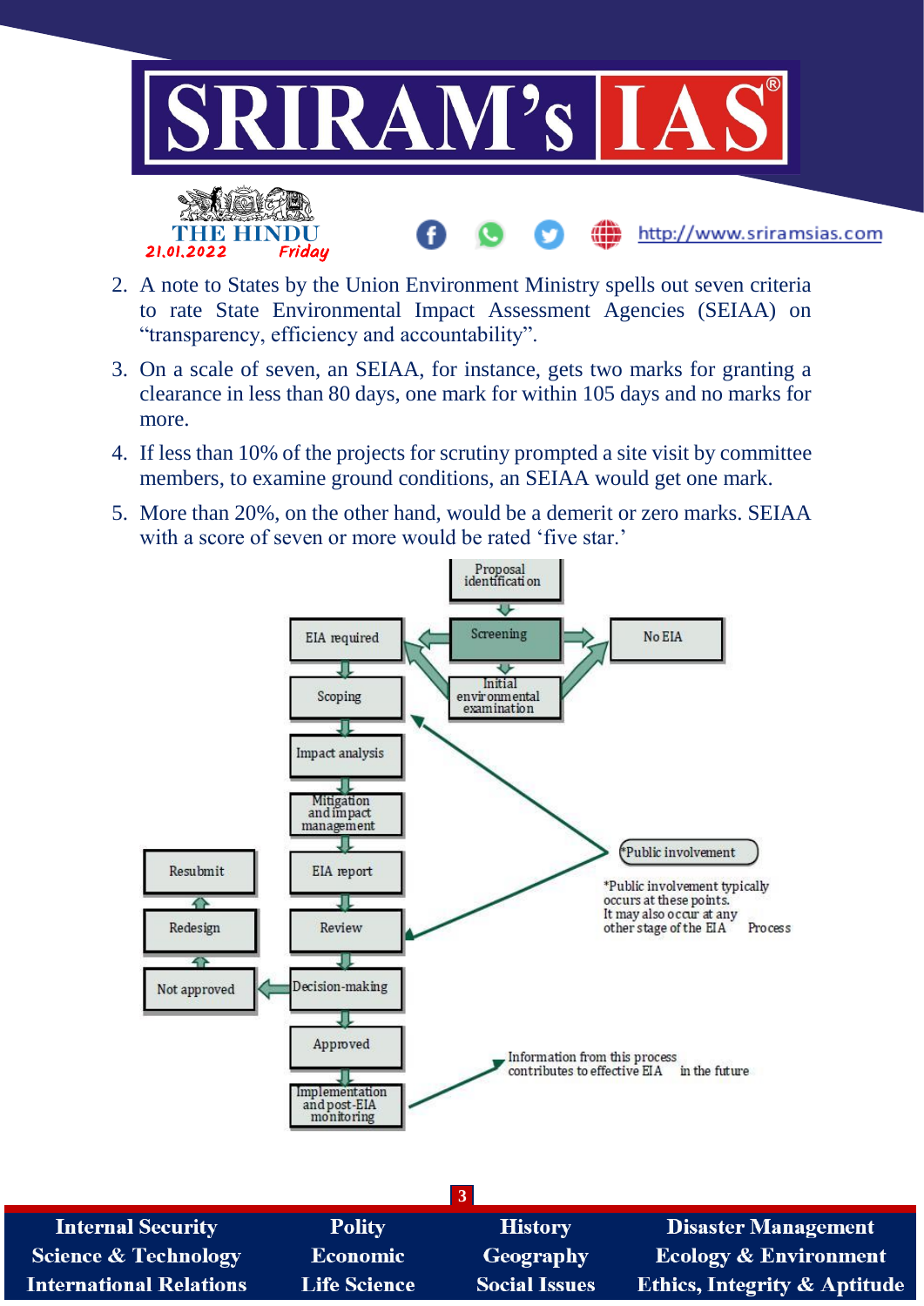2. A note to States by the Union Environment Ministry spells out seven criteria to rate State Environmental Impact Assessment Agencies (SEIAA) on “transparency, efficiency and accountability”.
3. On a scale of seven, an SEIAA, for instance, gets two marks for granting a clearance in less than 80 days, one mark for within 105 days and no marks for more.
4. If less than 10% of the projects for scrutiny prompted a site visit by committee members, to examine ground conditions, an SEIAA would get one mark.
5. More than 20%, on the other hand, would be a demerit or zero marks. SEIAA with a score of seven or more would be rated ‘five star.’

Proposal identification

Screening

EIA required

No EIA

Initial environmental examination

Scoping

Impact analysis

Mitigation and impact management

Resubmit

EIA report

*Public involvement

Redesign

Review

*Public involvement typically occurs at these points. It may also occur at any other stage of the EIA Process

Not approved

Decision-making

Approved

Information from this process contributes to effective EIA in the future

Implementation and post-EIA monitoring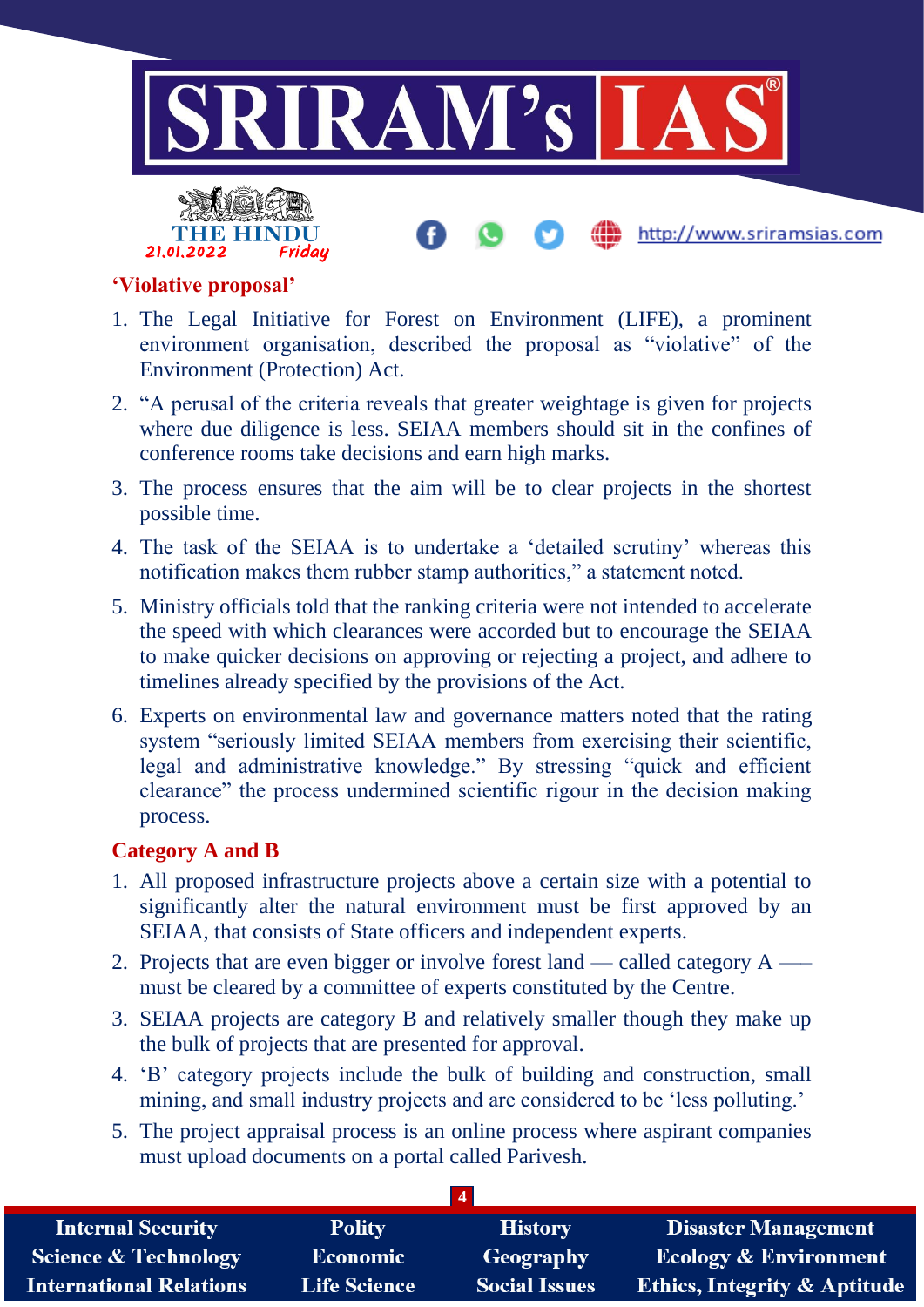## 'Violative proposal'

1. The Legal Initiative for Forest on Environment (LIFE), a prominent environment organisation, described the proposal as "violative" of the Environment (Protection) Act.
2. "A perusal of the criteria reveals that greater weightage is given for projects where due diligence is less. SEIAA members should sit in the confines of conference rooms take decisions and earn high marks.
3. The process ensures that the aim will be to clear projects in the shortest possible time.
4. The task of the SEIAA is to undertake a 'detailed scrutiny' whereas this notification makes them rubber stamp authorities," a statement noted.
5. Ministry officials told that the ranking criteria were not intended to accelerate the speed with which clearances were accorded but to encourage the SEIAA to make quicker decisions on approving or rejecting a project, and adhere to timelines already specified by the provisions of the Act.
6. Experts on environmental law and governance matters noted that the rating system "seriously limited SEIAA members from exercising their scientific, legal and administrative knowledge." By stressing "quick and efficient clearance" the process undermined scientific rigour in the decision making process.

## Category A and B

1. All proposed infrastructure projects above a certain size with a potential to significantly alter the natural environment must be first approved by an SEIAA, that consists of State officers and independent experts.
2. Projects that are even bigger or involve forest land — called category A — must be cleared by a committee of experts constituted by the Centre.
3. SEIAA projects are category B and relatively smaller though they make up the bulk of projects that are presented for approval.
4. 'B' category projects include the bulk of building and construction, small mining, and small industry projects and are considered to be 'less polluting.'
5. The project appraisal process is an online process where aspirant companies must upload documents on a portal called Parivesh.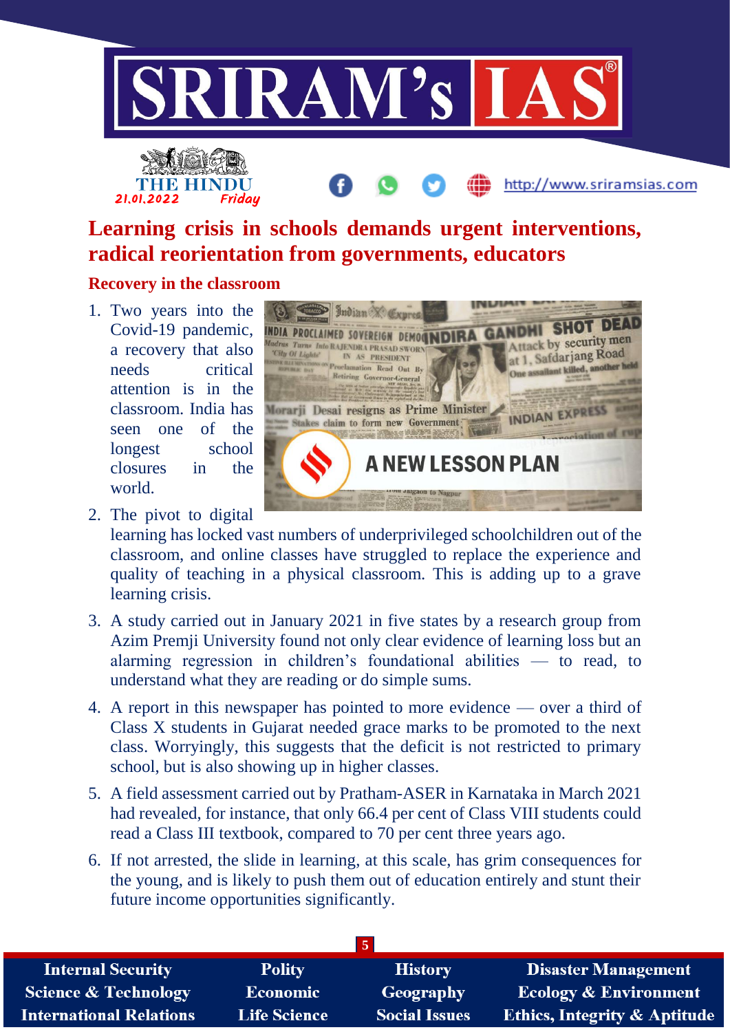# Learning crisis in schools demands urgent interventions, radical reorientation from governments, educators

## Recovery in the classroom

1. Two years into the Covid-19 pandemic, a recovery that also needs critical attention is in the classroom. India has seen one of the longest school closures in the world.
2. The pivot to digital learning has locked vast numbers of underprivileged schoolchildren out of the classroom, and online classes have struggled to replace the experience and quality of teaching in a physical classroom. This is adding up to a grave learning crisis.
3. A study carried out in January 2021 in five states by a research group from Azim Premji University found not only clear evidence of learning loss but an alarming regression in children's foundational abilities — to read, to understand what they are reading or do simple sums.
4. A report in this newspaper has pointed to more evidence — over a third of Class X students in Gujarat needed grace marks to be promoted to the next class. Worryingly, this suggests that the deficit is not restricted to primary school, but is also showing up in higher classes.
5. A field assessment carried out by Pratham-ASER in Karnataka in March 2021 had revealed, for instance, that only 66.4 per cent of Class VIII students could read a Class III textbook, compared to 70 per cent three years ago.
6. If not arrested, the slide in learning, at this scale, has grim consequences for the young, and is likely to push them out of education entirely and stunt their future income opportunities significantly.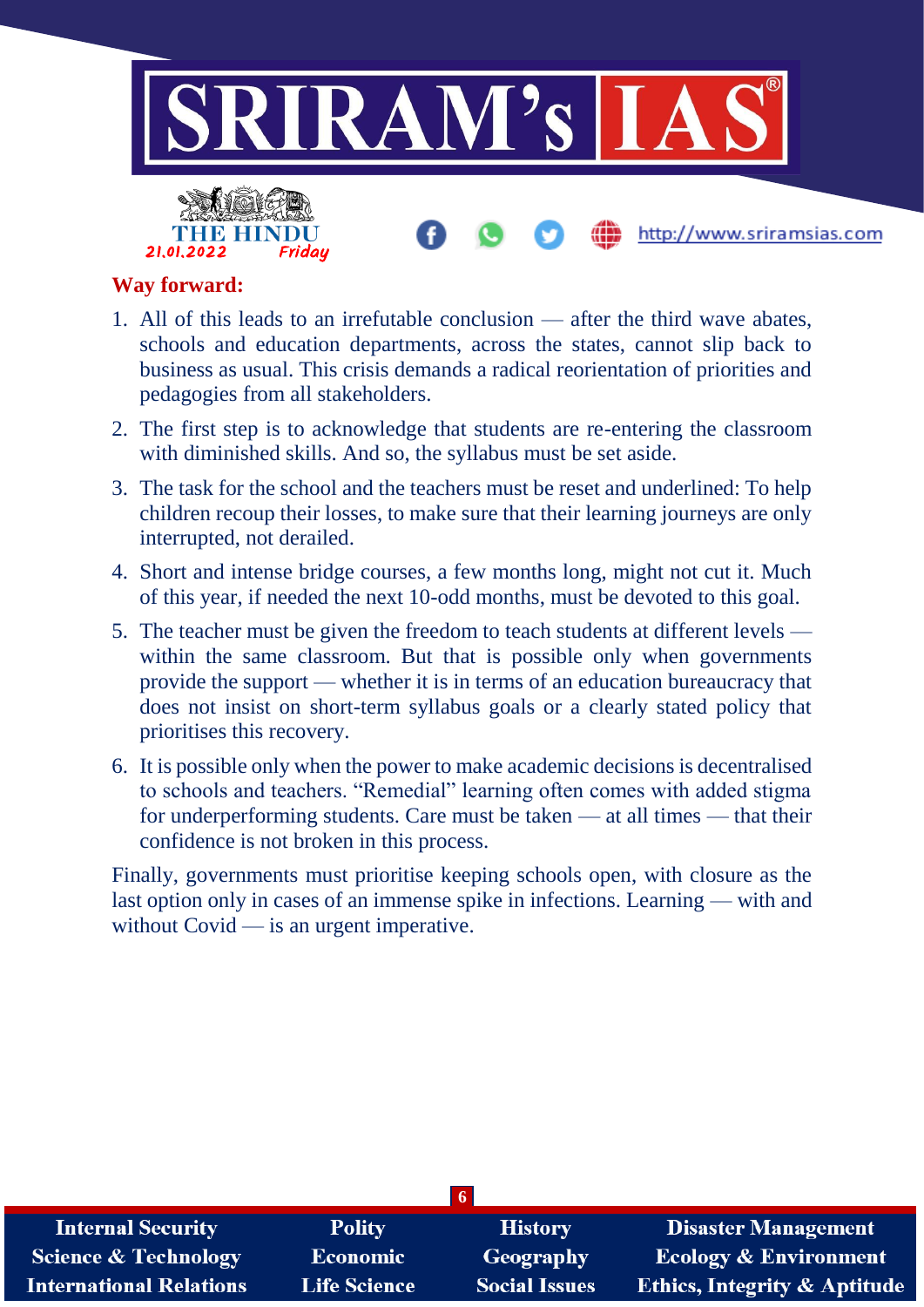## Way forward:

1. All of this leads to an irrefutable conclusion — after the third wave abates, schools and education departments, across the states, cannot slip back to business as usual. This crisis demands a radical reorientation of priorities and pedagogies from all stakeholders.
2. The first step is to acknowledge that students are re-entering the classroom with diminished skills. And so, the syllabus must be set aside.
3. The task for the school and the teachers must be reset and underlined: To help children recoup their losses, to make sure that their learning journeys are only interrupted, not derailed.
4. Short and intense bridge courses, a few months long, might not cut it. Much of this year, if needed the next 10-odd months, must be devoted to this goal.
5. The teacher must be given the freedom to teach students at different levels — within the same classroom. But that is possible only when governments provide the support — whether it is in terms of an education bureaucracy that does not insist on short-term syllabus goals or a clearly stated policy that prioritises this recovery.
6. It is possible only when the power to make academic decisions is decentralised to schools and teachers. "Remedial" learning often comes with added stigma for underperforming students. Care must be taken — at all times — that their confidence is not broken in this process.

Finally, governments must prioritise keeping schools open, with closure as the last option only in cases of an immense spike in infections. Learning — with and without Covid — is an urgent imperative.